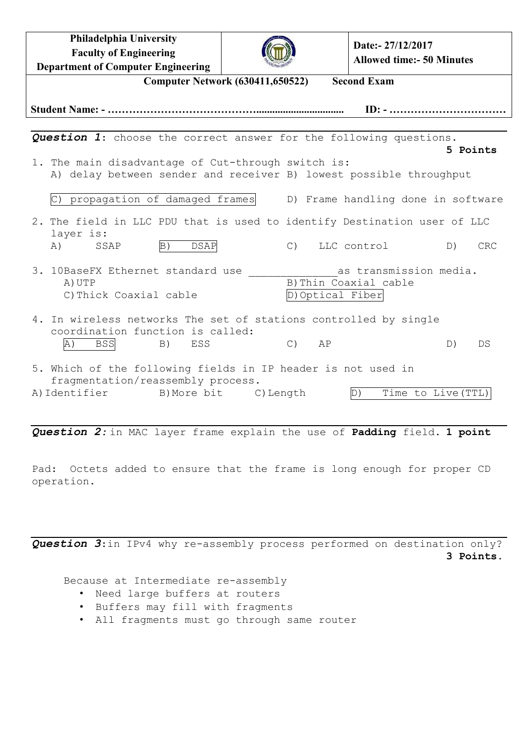| Philadelphia University<br>Faculty of Engineering<br>Department of Computer Engineering | | Date:- 27/12/2017<br>Allowed time:- 50 Minutes |
|---|---|---|

**Computer Network (630411,650522) Second Exam**

**Student Name: - …………………………………................................ ID: - ……………………………**

---

***Question 1***: choose the correct answer for the following questions. **5 Points**

1. The main disadvantage of Cut-through switch is:
   A) delay between sender and receiver B) lowest possible throughput
   
   C) propagation of damaged frames D) Frame handling done in software

2. The field in LLC PDU that is used to identify Destination user of LLC layer is:
   A) SSAP B) DSAP C) LLC control D) CRC

3. 10BaseFX Ethernet standard use ______________as transmission media.
   A) UTP B) Thin Coaxial cable
   C) Thick Coaxial cable D) Optical Fiber

4. In wireless networks The set of stations controlled by single coordination function is called:
   A) BSS B) ESS C) AP D) DS

5. Which of the following fields in IP header is not used in fragmentation/reassembly process.
   A) Identifier B) More bit C) Length D) Time to Live(TTL)

---

***Question 2:*** in MAC layer frame explain the use of **Padding** field. **1 point**

Pad: Octets added to ensure that the frame is long enough for proper CD operation.

---

***Question 3***: in IPv4 why re-assembly process performed on destination only? **3 Points.**

Because at Intermediate re-assembly

- Need large buffers at routers
- Buffers may fill with fragments
- All fragments must go through same router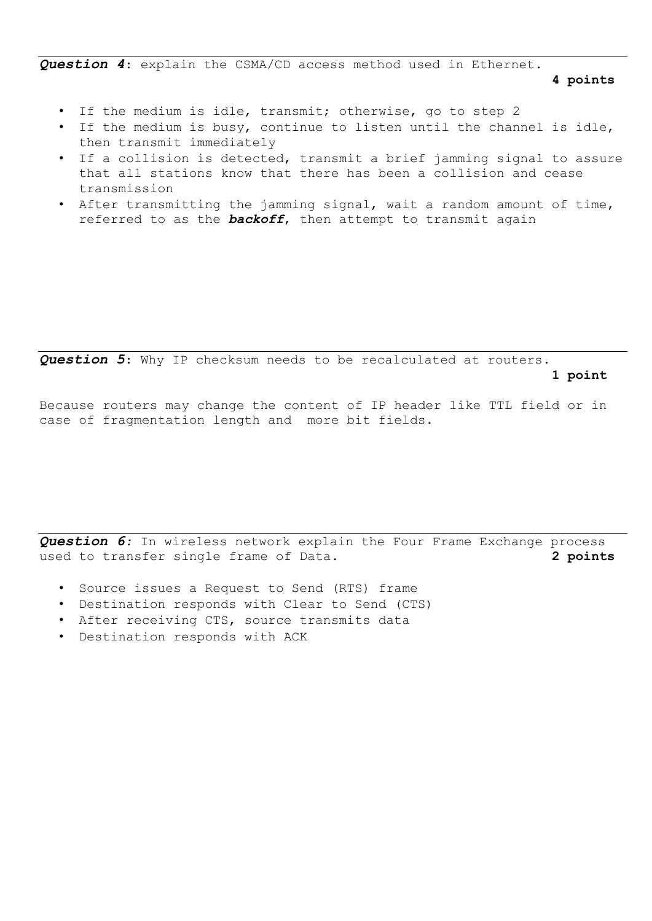***Question 4***: explain the CSMA/CD access method used in Ethernet.

**4 points**

- If the medium is idle, transmit; otherwise, go to step 2
- If the medium is busy, continue to listen until the channel is idle, then transmit immediately
- If a collision is detected, transmit a brief jamming signal to assure that all stations know that there has been a collision and cease transmission
- After transmitting the jamming signal, wait a random amount of time, referred to as the ***backoff***, then attempt to transmit again

***Question 5***: Why IP checksum needs to be recalculated at routers.

**1 point**

Because routers may change the content of IP header like TTL field or in case of fragmentation length and more bit fields.

***Question 6:*** *In wireless network explain the Four Frame Exchange process used to transfer single frame of Data.* **2 points**

- Source issues a Request to Send (RTS) frame
- Destination responds with Clear to Send (CTS)
- After receiving CTS, source transmits data
- Destination responds with ACK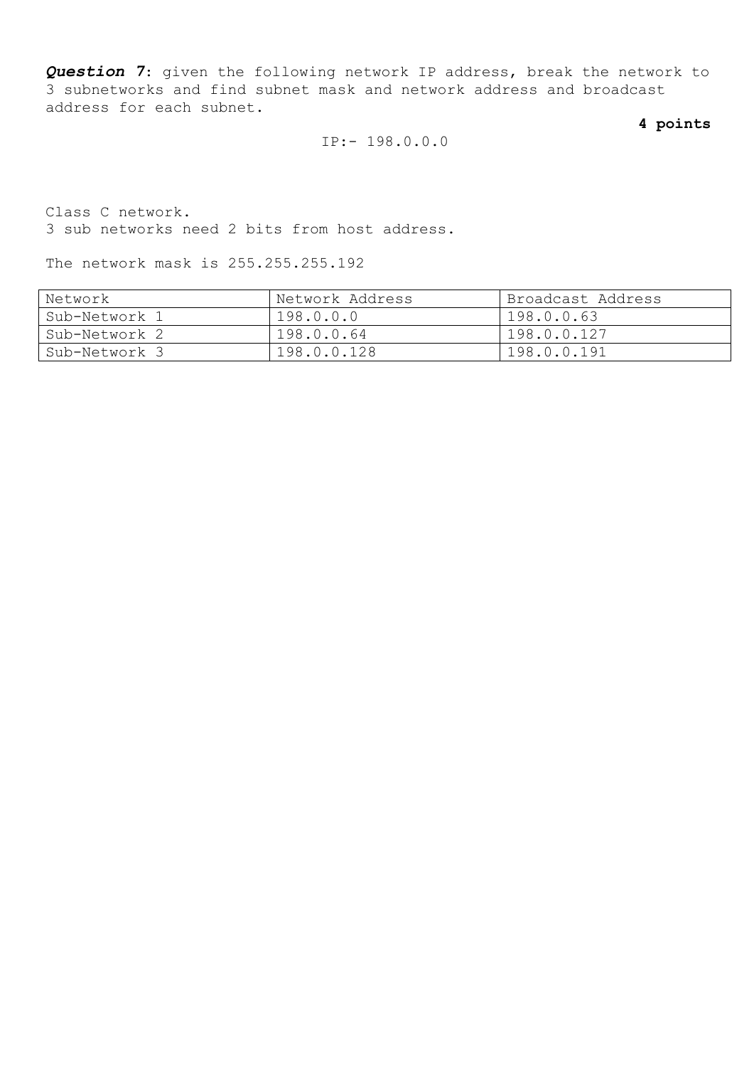***Question 7***: given the following network IP address, break the network to 3 subnetworks and find subnet mask and network address and broadcast address for each subnet.

**4 points**

IP:- 198.0.0.0

Class C network.
3 sub networks need 2 bits from host address.

The network mask is 255.255.255.192

| Network | Network Address | Broadcast Address |
| --- | --- | --- |
| Sub-Network 1 | 198.0.0.0 | 198.0.0.63 |
| Sub-Network 2 | 198.0.0.64 | 198.0.0.127 |
| Sub-Network 3 | 198.0.0.128 | 198.0.0.191 |